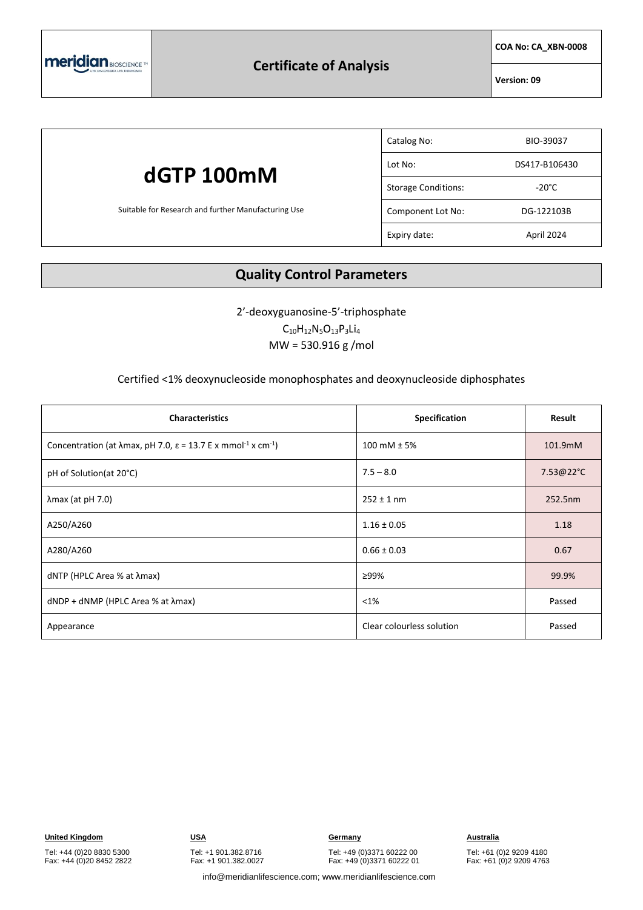meridian BIOSCIENCE™

# Certificate of Analysis

**COA No: CA_XBN-0008**

**Version: 09**

# dGTP 100mM

Suitable for Research and further Manufacturing Use

| | |
|---|---|
| Catalog No: | BIO-39037 |
| Lot No: | DS417-B106430 |
| Storage Conditions: | -20°C |
| Component Lot No: | DG-122103B |
| Expiry date: | April 2024 |

## Quality Control Parameters

2'-deoxyguanosine-5'-triphosphate

$C_{10}H_{12}N_5O_{13}P_3Li_4$

MW = 530.916 g /mol

Certified <1% deoxynucleoside monophosphates and deoxynucleoside diphosphates

| Characteristics | Specification | Result |
|---|---|---|
| Concentration (at λmax, pH 7.0, ε = 13.7 E x $mmol^{-1}$ x $cm^{-1}$) | 100 mM ± 5% | 101.9mM |
| pH of Solution(at 20°C) | 7.5 – 8.0 | 7.53@22°C |
| λmax (at pH 7.0) | 252 ± 1 nm | 252.5nm |
| A250/A260 | 1.16 ± 0.05 | 1.18 |
| A280/A260 | 0.66 ± 0.03 | 0.67 |
| dNTP (HPLC Area % at λmax) | ≥99% | 99.9% |
| dNDP + dNMP (HPLC Area % at λmax) | <1% | Passed |
| Appearance | Clear colourless solution | Passed |

**United Kingdom**
Tel: +44 (0)20 8830 5300
Fax: +44 (0)20 8452 2822

**USA**
Tel: +1 901.382.8716
Fax: +1 901.382.0027

**Germany**
Tel: +49 (0)3371 60222 00
Fax: +49 (0)3371 60222 01

**Australia**
Tel: +61 (0)2 9209 4180
Fax: +61 (0)2 9209 4763

info@meridianlifescience.com; www.meridianlifescience.com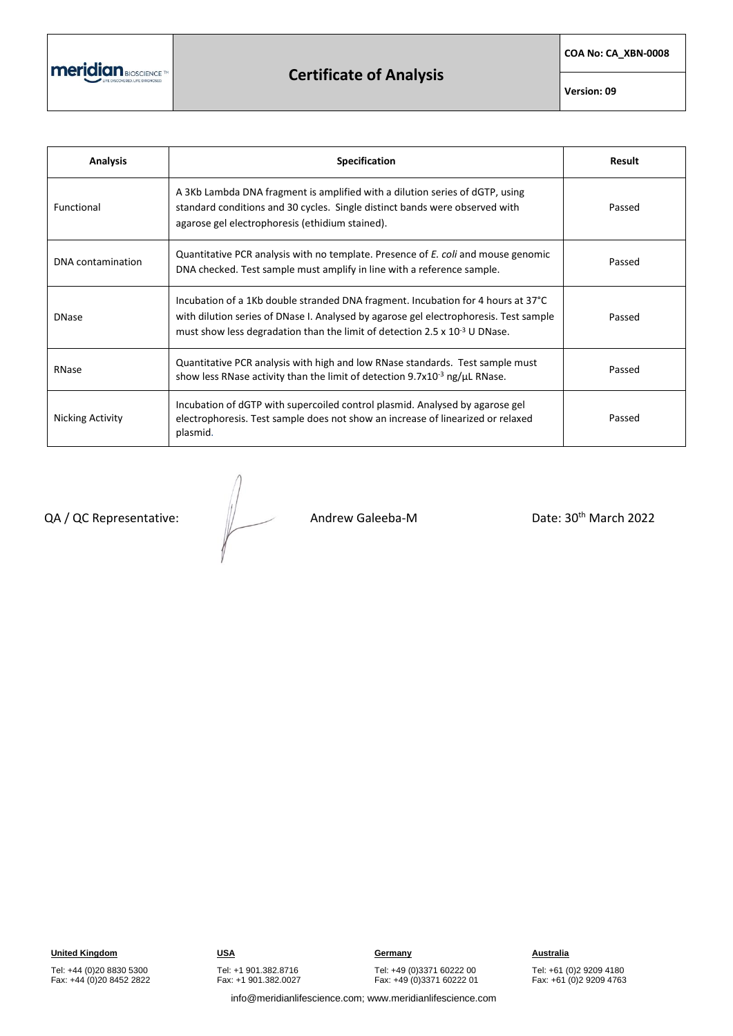| Analysis | Specification | Result |
|---|---|---|
| Functional | A 3Kb Lambda DNA fragment is amplified with a dilution series of dGTP, using standard conditions and 30 cycles. Single distinct bands were observed with agarose gel electrophoresis (ethidium stained). | Passed |
| DNA contamination | Quantitative PCR analysis with no template. Presence of *E. coli* and mouse genomic DNA checked. Test sample must amplify in line with a reference sample. | Passed |
| DNase | Incubation of a 1Kb double stranded DNA fragment. Incubation for 4 hours at 37°C with dilution series of DNase I. Analysed by agarose gel electrophoresis. Test sample must show less degradation than the limit of detection $2.5 \times 10^{-3}$ U DNase. | Passed |
| RNase | Quantitative PCR analysis with high and low RNase standards. Test sample must show less RNase activity than the limit of detection $9.7 \times 10^{-3}$ ng/µL RNase. | Passed |
| Nicking Activity | Incubation of dGTP with supercoiled control plasmid. Analysed by agarose gel electrophoresis. Test sample does not show an increase of linearized or relaxed plasmid. | Passed |

QA / QC Representative: Andrew Galeeba-M Date: 30th March 2022

**United Kingdom**
Tel: +44 (0)20 8830 5300
Fax: +44 (0)20 8452 2822

**USA**
Tel: +1 901.382.8716
Fax: +1 901.382.0027

**Germany**
Tel: +49 (0)3371 60222 00
Fax: +49 (0)3371 60222 01

**Australia**
Tel: +61 (0)2 9209 4180
Fax: +61 (0)2 9209 4763

info@meridianlifescience.com; www.meridianlifescience.com